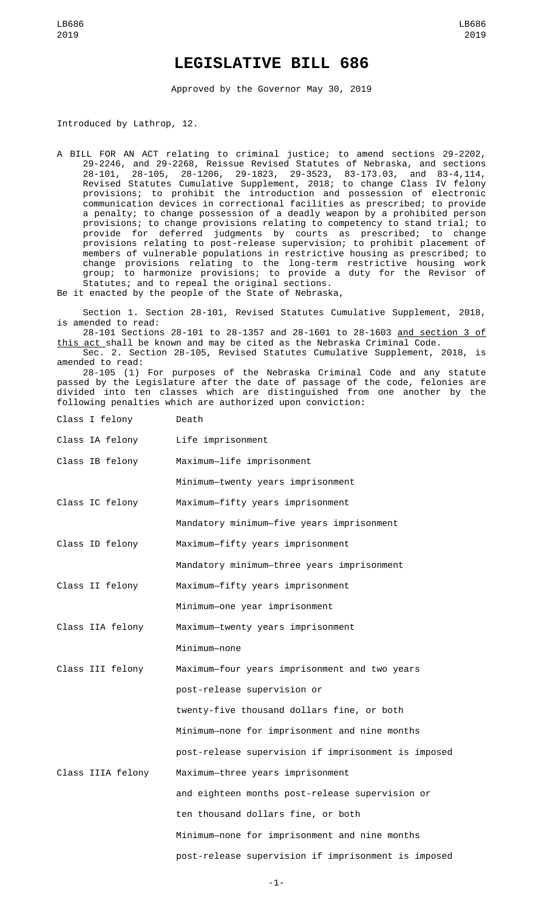# LEGISLATIVE BILL 686

Approved by the Governor May 30, 2019

Introduced by Lathrop, 12.

A BILL FOR AN ACT relating to criminal justice; to amend sections 29-2202, 29-2246, and 29-2268, Reissue Revised Statutes of Nebraska, and sections 28-101, 28-105, 28-1206, 29-1823, 29-3523, 83-173.03, and 83-4,114, Revised Statutes Cumulative Supplement, 2018; to change Class IV felony provisions; to prohibit the introduction and possession of electronic communication devices in correctional facilities as prescribed; to provide a penalty; to change possession of a deadly weapon by a prohibited person provisions; to change provisions relating to competency to stand trial; to provide for deferred judgments by courts as prescribed; to change provisions relating to post-release supervision; to prohibit placement of members of vulnerable populations in restrictive housing as prescribed; to change provisions relating to the long-term restrictive housing work group; to harmonize provisions; to provide a duty for the Revisor of Statutes; and to repeal the original sections.

Be it enacted by the people of the State of Nebraska,

Section 1. Section 28-101, Revised Statutes Cumulative Supplement, 2018, is amended to read:

28-101 Sections 28-101 to 28-1357 and 28-1601 to 28-1603 and section 3 of this act shall be known and may be cited as the Nebraska Criminal Code.

Sec. 2. Section 28-105, Revised Statutes Cumulative Supplement, 2018, is amended to read:

28-105 (1) For purposes of the Nebraska Criminal Code and any statute passed by the Legislature after the date of passage of the code, felonies are divided into ten classes which are distinguished from one another by the following penalties which are authorized upon conviction:

| | |
|---|---|
| Class I felony | Death |
| Class IA felony | Life imprisonment |
| Class IB felony | Maximum—life imprisonment<br>Minimum—twenty years imprisonment |
| Class IC felony | Maximum—fifty years imprisonment<br>Mandatory minimum—five years imprisonment |
| Class ID felony | Maximum—fifty years imprisonment<br>Mandatory minimum—three years imprisonment |
| Class II felony | Maximum—fifty years imprisonment<br>Minimum—one year imprisonment |
| Class IIA felony | Maximum—twenty years imprisonment<br>Minimum—none |
| Class III felony | Maximum—four years imprisonment and two years post-release supervision or twenty-five thousand dollars fine, or both<br>Minimum—none for imprisonment and nine months post-release supervision if imprisonment is imposed |
| Class IIIA felony | Maximum—three years imprisonment and eighteen months post-release supervision or ten thousand dollars fine, or both<br>Minimum—none for imprisonment and nine months post-release supervision if imprisonment is imposed |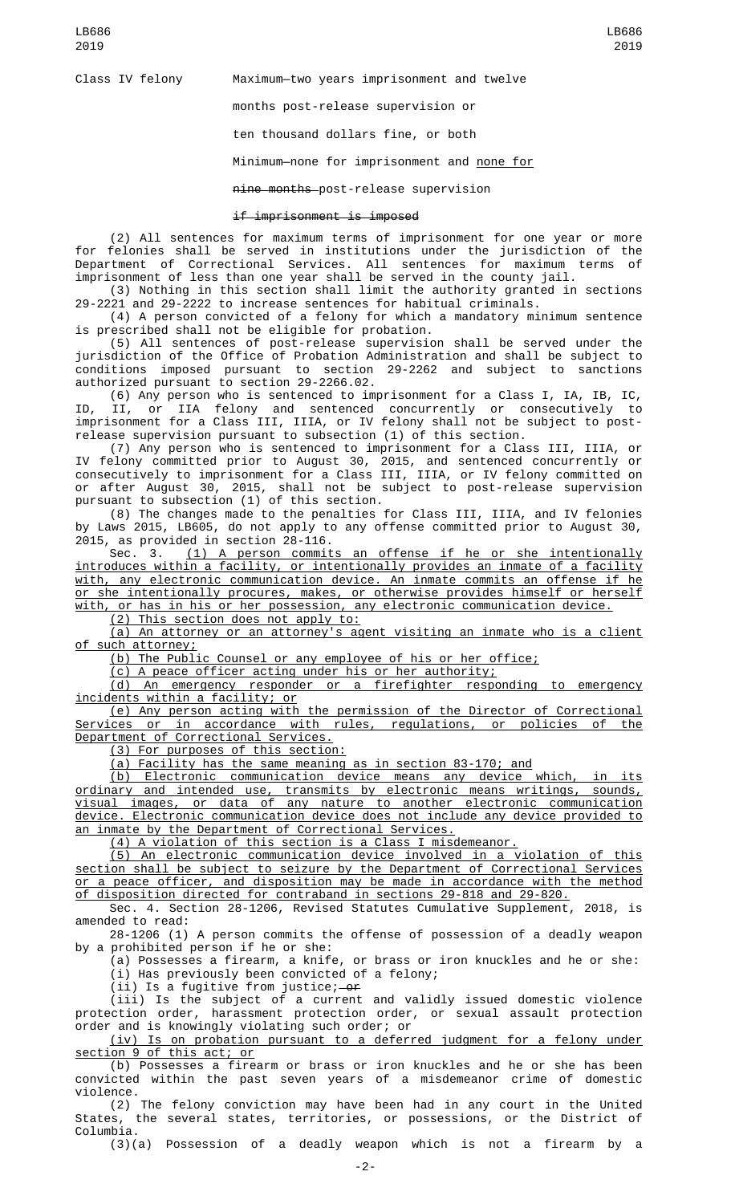| | |
|---|---|
| Class IV felony | Maximum—two years imprisonment and twelve months post-release supervision or ten thousand dollars fine, or both |
| | Minimum—none for imprisonment and none for ~~nine months~~ post-release supervision ~~if imprisonment is imposed~~ |

(2) All sentences for maximum terms of imprisonment for one year or more for felonies shall be served in institutions under the jurisdiction of the Department of Correctional Services. All sentences for maximum terms of imprisonment of less than one year shall be served in the county jail.

(3) Nothing in this section shall limit the authority granted in sections 29-2221 and 29-2222 to increase sentences for habitual criminals.

(4) A person convicted of a felony for which a mandatory minimum sentence is prescribed shall not be eligible for probation.

(5) All sentences of post-release supervision shall be served under the jurisdiction of the Office of Probation Administration and shall be subject to conditions imposed pursuant to section 29-2262 and subject to sanctions authorized pursuant to section 29-2266.02.

(6) Any person who is sentenced to imprisonment for a Class I, IA, IB, IC, ID, II, or IIA felony and sentenced concurrently or consecutively to imprisonment for a Class III, IIIA, or IV felony shall not be subject to post-release supervision pursuant to subsection (1) of this section.

(7) Any person who is sentenced to imprisonment for a Class III, IIIA, or IV felony committed prior to August 30, 2015, and sentenced concurrently or consecutively to imprisonment for a Class III, IIIA, or IV felony committed on or after August 30, 2015, shall not be subject to post-release supervision pursuant to subsection (1) of this section.

(8) The changes made to the penalties for Class III, IIIA, and IV felonies by Laws 2015, LB605, do not apply to any offense committed prior to August 30, 2015, as provided in section 28-116.

Sec. 3. (1) A person commits an offense if he or she intentionally introduces within a facility, or intentionally provides an inmate of a facility with, any electronic communication device. An inmate commits an offense if he or she intentionally procures, makes, or otherwise provides himself or herself with, or has in his or her possession, any electronic communication device.

(2) This section does not apply to:

(a) An attorney or an attorney's agent visiting an inmate who is a client of such attorney;

(b) The Public Counsel or any employee of his or her office;

(c) A peace officer acting under his or her authority;

(d) An emergency responder or a firefighter responding to emergency incidents within a facility; or

(e) Any person acting with the permission of the Director of Correctional Services or in accordance with rules, regulations, or policies of the Department of Correctional Services.

(3) For purposes of this section:

(a) Facility has the same meaning as in section 83-170; and

(b) Electronic communication device means any device which, in its ordinary and intended use, transmits by electronic means writings, sounds, visual images, or data of any nature to another electronic communication device. Electronic communication device does not include any device provided to an inmate by the Department of Correctional Services.

(4) A violation of this section is a Class I misdemeanor.

(5) An electronic communication device involved in a violation of this section shall be subject to seizure by the Department of Correctional Services or a peace officer, and disposition may be made in accordance with the method of disposition directed for contraband in sections 29-818 and 29-820.

Sec. 4. Section 28-1206, Revised Statutes Cumulative Supplement, 2018, is amended to read:

28-1206 (1) A person commits the offense of possession of a deadly weapon by a prohibited person if he or she:

(a) Possesses a firearm, a knife, or brass or iron knuckles and he or she:

(i) Has previously been convicted of a felony;

(ii) Is a fugitive from justice; ~~or~~

(iii) Is the subject of a current and validly issued domestic violence protection order, harassment protection order, or sexual assault protection order and is knowingly violating such order; or

(iv) Is on probation pursuant to a deferred judgment for a felony under section 9 of this act; or

(b) Possesses a firearm or brass or iron knuckles and he or she has been convicted within the past seven years of a misdemeanor crime of domestic violence.

(2) The felony conviction may have been had in any court in the United States, the several states, territories, or possessions, or the District of Columbia.

(3)(a) Possession of a deadly weapon which is not a firearm by a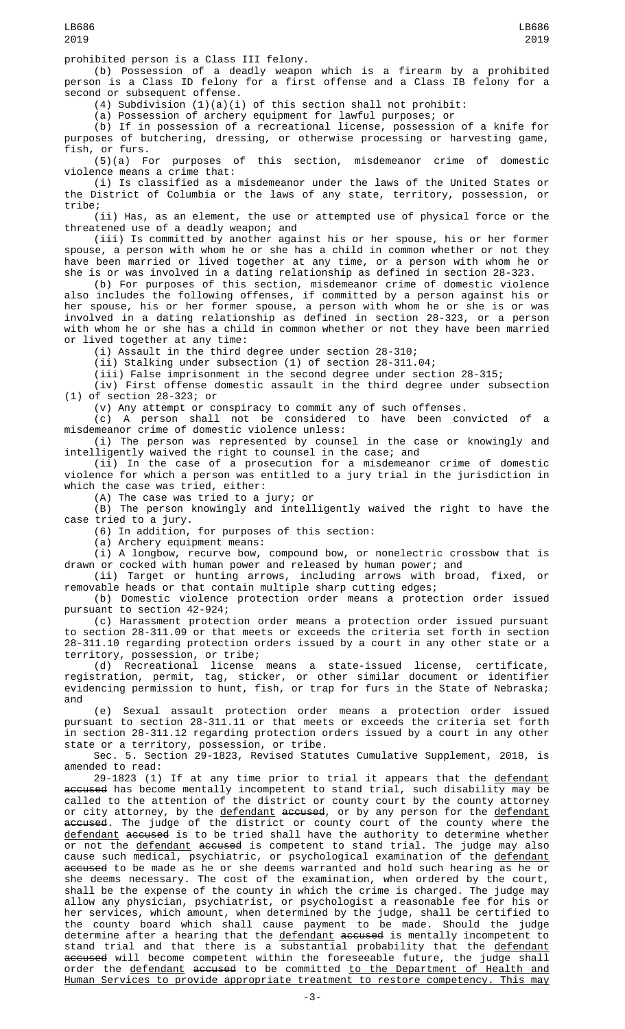prohibited person is a Class III felony.

(b) Possession of a deadly weapon which is a firearm by a prohibited person is a Class ID felony for a first offense and a Class IB felony for a second or subsequent offense.

(4) Subdivision (1)(a)(i) of this section shall not prohibit:

(a) Possession of archery equipment for lawful purposes; or

(b) If in possession of a recreational license, possession of a knife for purposes of butchering, dressing, or otherwise processing or harvesting game, fish, or furs.

(5)(a) For purposes of this section, misdemeanor crime of domestic violence means a crime that:

(i) Is classified as a misdemeanor under the laws of the United States or the District of Columbia or the laws of any state, territory, possession, or tribe;

(ii) Has, as an element, the use or attempted use of physical force or the threatened use of a deadly weapon; and

(iii) Is committed by another against his or her spouse, his or her former spouse, a person with whom he or she has a child in common whether or not they have been married or lived together at any time, or a person with whom he or she is or was involved in a dating relationship as defined in section 28-323.

(b) For purposes of this section, misdemeanor crime of domestic violence also includes the following offenses, if committed by a person against his or her spouse, his or her former spouse, a person with whom he or she is or was involved in a dating relationship as defined in section 28-323, or a person with whom he or she has a child in common whether or not they have been married or lived together at any time:

(i) Assault in the third degree under section 28-310;

(ii) Stalking under subsection (1) of section 28-311.04;

(iii) False imprisonment in the second degree under section 28-315;

(iv) First offense domestic assault in the third degree under subsection (1) of section 28-323; or

(v) Any attempt or conspiracy to commit any of such offenses.

(c) A person shall not be considered to have been convicted of a misdemeanor crime of domestic violence unless:

(i) The person was represented by counsel in the case or knowingly and intelligently waived the right to counsel in the case; and

(ii) In the case of a prosecution for a misdemeanor crime of domestic violence for which a person was entitled to a jury trial in the jurisdiction in which the case was tried, either:

(A) The case was tried to a jury; or

(B) The person knowingly and intelligently waived the right to have the case tried to a jury.

(6) In addition, for purposes of this section:

(a) Archery equipment means:

(i) A longbow, recurve bow, compound bow, or nonelectric crossbow that is drawn or cocked with human power and released by human power; and

(ii) Target or hunting arrows, including arrows with broad, fixed, or removable heads or that contain multiple sharp cutting edges;

(b) Domestic violence protection order means a protection order issued pursuant to section 42-924;

(c) Harassment protection order means a protection order issued pursuant to section 28-311.09 or that meets or exceeds the criteria set forth in section 28-311.10 regarding protection orders issued by a court in any other state or a territory, possession, or tribe;

(d) Recreational license means a state-issued license, certificate, registration, permit, tag, sticker, or other similar document or identifier evidencing permission to hunt, fish, or trap for furs in the State of Nebraska; and

(e) Sexual assault protection order means a protection order issued pursuant to section 28-311.11 or that meets or exceeds the criteria set forth in section 28-311.12 regarding protection orders issued by a court in any other state or a territory, possession, or tribe.

Sec. 5. Section 29-1823, Revised Statutes Cumulative Supplement, 2018, is amended to read:

29-1823 (1) If at any time prior to trial it appears that the defendant ~~accused~~ has become mentally incompetent to stand trial, such disability may be called to the attention of the district or county court by the county attorney or city attorney, by the defendant ~~accused~~, or by any person for the defendant ~~accused~~. The judge of the district or county court of the county where the defendant ~~accused~~ is to be tried shall have the authority to determine whether or not the defendant ~~accused~~ is competent to stand trial. The judge may also cause such medical, psychiatric, or psychological examination of the defendant ~~accused~~ to be made as he or she deems warranted and hold such hearing as he or she deems necessary. The cost of the examination, when ordered by the court, shall be the expense of the county in which the crime is charged. The judge may allow any physician, psychiatrist, or psychologist a reasonable fee for his or her services, which amount, when determined by the judge, shall be certified to the county board which shall cause payment to be made. Should the judge determine after a hearing that the defendant ~~accused~~ is mentally incompetent to stand trial and that there is a substantial probability that the defendant ~~accused~~ will become competent within the foreseeable future, the judge shall order the defendant ~~accused~~ to be committed to the Department of Health and Human Services to provide appropriate treatment to restore competency. This may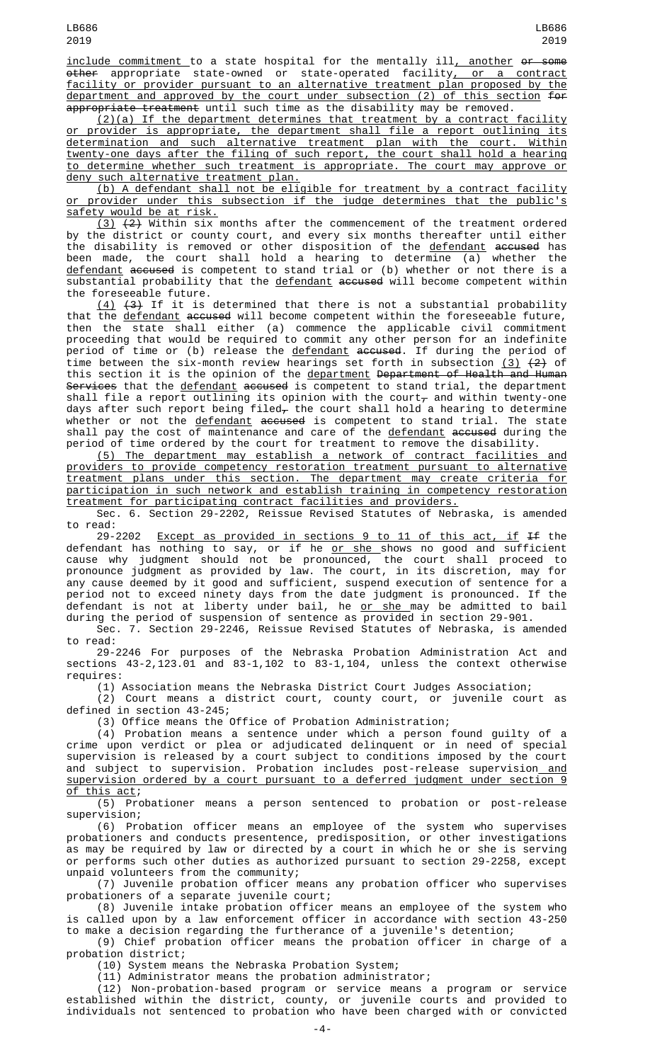include commitment to a state hospital for the mentally ill, another or some other appropriate state-owned or state-operated facility, or a contract facility or provider pursuant to an alternative treatment plan proposed by the department and approved by the court under subsection (2) of this section for appropriate treatment until such time as the disability may be removed.

(2)(a) If the department determines that treatment by a contract facility or provider is appropriate, the department shall file a report outlining its determination and such alternative treatment plan with the court. Within twenty-one days after the filing of such report, the court shall hold a hearing to determine whether such treatment is appropriate. The court may approve or deny such alternative treatment plan.

(b) A defendant shall not be eligible for treatment by a contract facility or provider under this subsection if the judge determines that the public's safety would be at risk.

(3) (2) Within six months after the commencement of the treatment ordered by the district or county court, and every six months thereafter until either the disability is removed or other disposition of the defendant accused has been made, the court shall hold a hearing to determine (a) whether the defendant accused is competent to stand trial or (b) whether or not there is a substantial probability that the defendant accused will become competent within the foreseeable future.

(4) (3) If it is determined that there is not a substantial probability that the defendant accused will become competent within the foreseeable future, then the state shall either (a) commence the applicable civil commitment proceeding that would be required to commit any other person for an indefinite period of time or (b) release the defendant accused. If during the period of time between the six-month review hearings set forth in subsection (3) (2) of this section it is the opinion of the department Department of Health and Human Services that the defendant accused is competent to stand trial, the department shall file a report outlining its opinion with the court, and within twenty-one days after such report being filed, the court shall hold a hearing to determine whether or not the defendant accused is competent to stand trial. The state shall pay the cost of maintenance and care of the defendant accused during the period of time ordered by the court for treatment to remove the disability.

(5) The department may establish a network of contract facilities and providers to provide competency restoration treatment pursuant to alternative treatment plans under this section. The department may create criteria for participation in such network and establish training in competency restoration treatment for participating contract facilities and providers.

Sec. 6. Section 29-2202, Reissue Revised Statutes of Nebraska, is amended to read:

29-2202 Except as provided in sections 9 to 11 of this act, if If the defendant has nothing to say, or if he or she shows no good and sufficient cause why judgment should not be pronounced, the court shall proceed to pronounce judgment as provided by law. The court, in its discretion, may for any cause deemed by it good and sufficient, suspend execution of sentence for a period not to exceed ninety days from the date judgment is pronounced. If the defendant is not at liberty under bail, he or she may be admitted to bail during the period of suspension of sentence as provided in section 29-901.

Sec. 7. Section 29-2246, Reissue Revised Statutes of Nebraska, is amended to read:

29-2246 For purposes of the Nebraska Probation Administration Act and sections 43-2,123.01 and 83-1,102 to 83-1,104, unless the context otherwise requires:

(1) Association means the Nebraska District Court Judges Association;

(2) Court means a district court, county court, or juvenile court as defined in section 43-245;

(3) Office means the Office of Probation Administration;

(4) Probation means a sentence under which a person found guilty of a crime upon verdict or plea or adjudicated delinquent or in need of special supervision is released by a court subject to conditions imposed by the court and subject to supervision. Probation includes post-release supervision and supervision ordered by a court pursuant to a deferred judgment under section 9 of this act;

(5) Probationer means a person sentenced to probation or post-release supervision;

(6) Probation officer means an employee of the system who supervises probationers and conducts presentence, predisposition, or other investigations as may be required by law or directed by a court in which he or she is serving or performs such other duties as authorized pursuant to section 29-2258, except unpaid volunteers from the community;

(7) Juvenile probation officer means any probation officer who supervises probationers of a separate juvenile court;

(8) Juvenile intake probation officer means an employee of the system who is called upon by a law enforcement officer in accordance with section 43-250 to make a decision regarding the furtherance of a juvenile's detention;

(9) Chief probation officer means the probation officer in charge of a probation district;

(10) System means the Nebraska Probation System;

(11) Administrator means the probation administrator;

(12) Non-probation-based program or service means a program or service established within the district, county, or juvenile courts and provided to individuals not sentenced to probation who have been charged with or convicted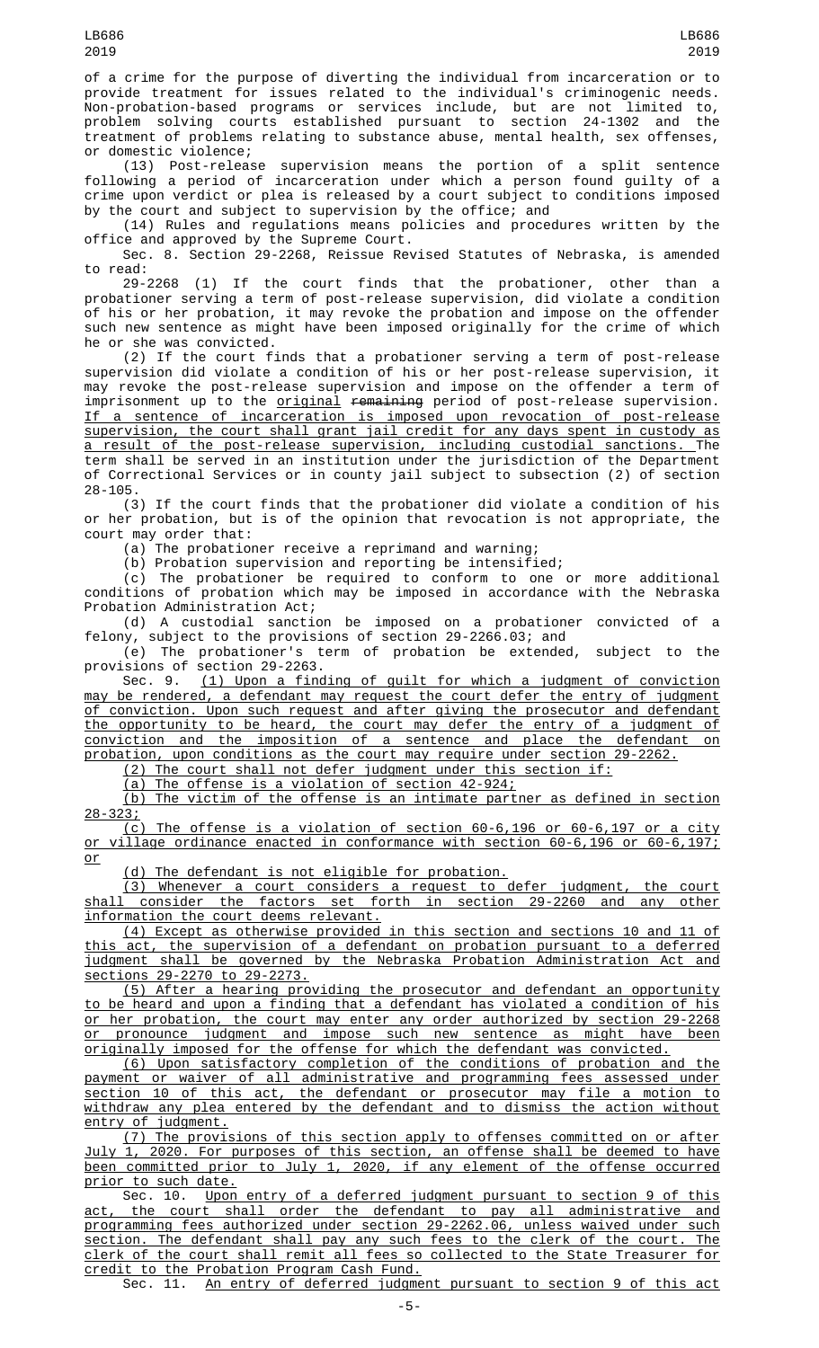of a crime for the purpose of diverting the individual from incarceration or to provide treatment for issues related to the individual's criminogenic needs. Non-probation-based programs or services include, but are not limited to, problem solving courts established pursuant to section 24-1302 and the treatment of problems relating to substance abuse, mental health, sex offenses, or domestic violence;

(13) Post-release supervision means the portion of a split sentence following a period of incarceration under which a person found guilty of a crime upon verdict or plea is released by a court subject to conditions imposed by the court and subject to supervision by the office; and

(14) Rules and regulations means policies and procedures written by the office and approved by the Supreme Court.

Sec. 8. Section 29-2268, Reissue Revised Statutes of Nebraska, is amended to read:

29-2268 (1) If the court finds that the probationer, other than a probationer serving a term of post-release supervision, did violate a condition of his or her probation, it may revoke the probation and impose on the offender such new sentence as might have been imposed originally for the crime of which he or she was convicted.

(2) If the court finds that a probationer serving a term of post-release supervision did violate a condition of his or her post-release supervision, it may revoke the post-release supervision and impose on the offender a term of imprisonment up to the original ~~remaining~~ period of post-release supervision. If a sentence of incarceration is imposed upon revocation of post-release supervision, the court shall grant jail credit for any days spent in custody as a result of the post-release supervision, including custodial sanctions. The term shall be served in an institution under the jurisdiction of the Department of Correctional Services or in county jail subject to subsection (2) of section 28-105.

(3) If the court finds that the probationer did violate a condition of his or her probation, but is of the opinion that revocation is not appropriate, the court may order that:

(a) The probationer receive a reprimand and warning;

(b) Probation supervision and reporting be intensified;

(c) The probationer be required to conform to one or more additional conditions of probation which may be imposed in accordance with the Nebraska Probation Administration Act;

(d) A custodial sanction be imposed on a probationer convicted of a felony, subject to the provisions of section 29-2266.03; and

(e) The probationer's term of probation be extended, subject to the provisions of section 29-2263.

Sec. 9. (1) Upon a finding of guilt for which a judgment of conviction may be rendered, a defendant may request the court defer the entry of judgment of conviction. Upon such request and after giving the prosecutor and defendant the opportunity to be heard, the court may defer the entry of a judgment of conviction and the imposition of a sentence and place the defendant on probation, upon conditions as the court may require under section 29-2262.

(2) The court shall not defer judgment under this section if:

(a) The offense is a violation of section 42-924;

(b) The victim of the offense is an intimate partner as defined in section 28-323;

(c) The offense is a violation of section 60-6,196 or 60-6,197 or a city or village ordinance enacted in conformance with section 60-6,196 or 60-6,197; or

(d) The defendant is not eligible for probation.

(3) Whenever a court considers a request to defer judgment, the court shall consider the factors set forth in section 29-2260 and any other information the court deems relevant.

(4) Except as otherwise provided in this section and sections 10 and 11 of this act, the supervision of a defendant on probation pursuant to a deferred judgment shall be governed by the Nebraska Probation Administration Act and sections 29-2270 to 29-2273.

(5) After a hearing providing the prosecutor and defendant an opportunity to be heard and upon a finding that a defendant has violated a condition of his or her probation, the court may enter any order authorized by section 29-2268 or pronounce judgment and impose such new sentence as might have been originally imposed for the offense for which the defendant was convicted.

(6) Upon satisfactory completion of the conditions of probation and the payment or waiver of all administrative and programming fees assessed under section 10 of this act, the defendant or prosecutor may file a motion to withdraw any plea entered by the defendant and to dismiss the action without entry of judgment.

(7) The provisions of this section apply to offenses committed on or after July 1, 2020. For purposes of this section, an offense shall be deemed to have been committed prior to July 1, 2020, if any element of the offense occurred prior to such date.

Sec. 10. Upon entry of a deferred judgment pursuant to section 9 of this act, the court shall order the defendant to pay all administrative and programming fees authorized under section 29-2262.06, unless waived under such section. The defendant shall pay any such fees to the clerk of the court. The clerk of the court shall remit all fees so collected to the State Treasurer for credit to the Probation Program Cash Fund.

Sec. 11. An entry of deferred judgment pursuant to section 9 of this act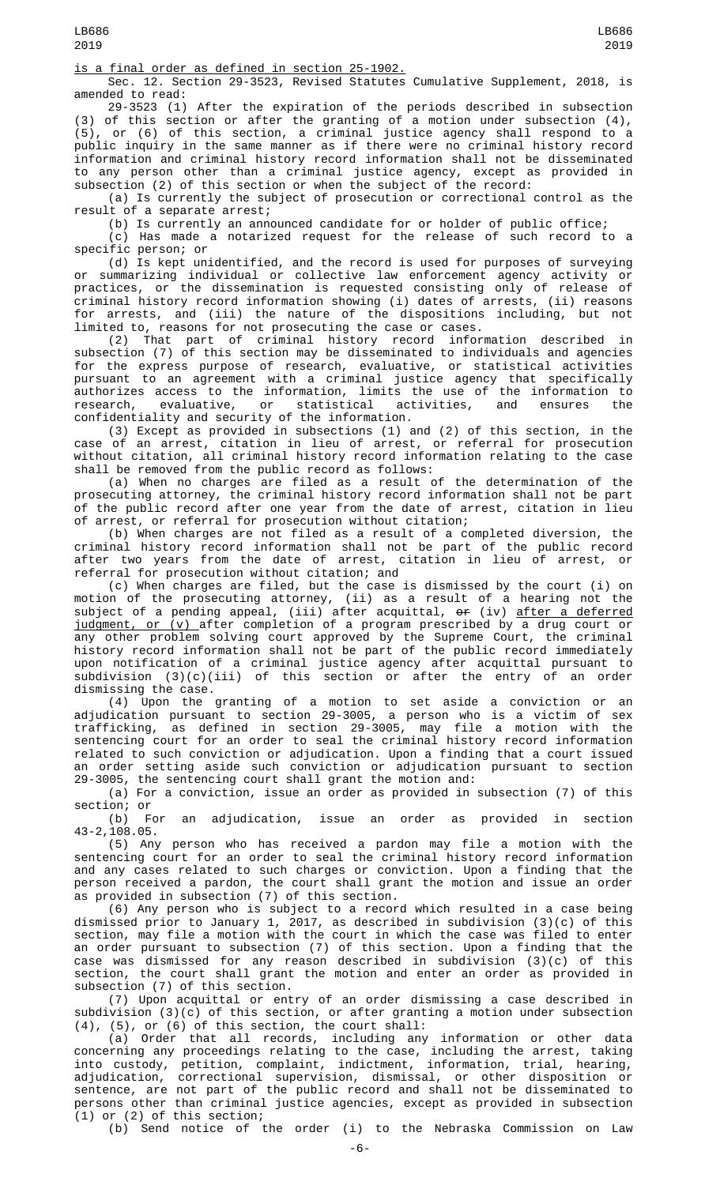is a final order as defined in section 25-1902.

Sec. 12. Section 29-3523, Revised Statutes Cumulative Supplement, 2018, is amended to read:

29-3523 (1) After the expiration of the periods described in subsection (3) of this section or after the granting of a motion under subsection (4), (5), or (6) of this section, a criminal justice agency shall respond to a public inquiry in the same manner as if there were no criminal history record information and criminal history record information shall not be disseminated to any person other than a criminal justice agency, except as provided in subsection (2) of this section or when the subject of the record:

(a) Is currently the subject of prosecution or correctional control as the result of a separate arrest;

(b) Is currently an announced candidate for or holder of public office;

(c) Has made a notarized request for the release of such record to a specific person; or

(d) Is kept unidentified, and the record is used for purposes of surveying or summarizing individual or collective law enforcement agency activity or practices, or the dissemination is requested consisting only of release of criminal history record information showing (i) dates of arrests, (ii) reasons for arrests, and (iii) the nature of the dispositions including, but not limited to, reasons for not prosecuting the case or cases.

(2) That part of criminal history record information described in subsection (7) of this section may be disseminated to individuals and agencies for the express purpose of research, evaluative, or statistical activities pursuant to an agreement with a criminal justice agency that specifically authorizes access to the information, limits the use of the information to research, evaluative, or statistical activities, and ensures the confidentiality and security of the information.

(3) Except as provided in subsections (1) and (2) of this section, in the case of an arrest, citation in lieu of arrest, or referral for prosecution without citation, all criminal history record information relating to the case shall be removed from the public record as follows:

(a) When no charges are filed as a result of the determination of the prosecuting attorney, the criminal history record information shall not be part of the public record after one year from the date of arrest, citation in lieu of arrest, or referral for prosecution without citation;

(b) When charges are not filed as a result of a completed diversion, the criminal history record information shall not be part of the public record after two years from the date of arrest, citation in lieu of arrest, or referral for prosecution without citation; and

(c) When charges are filed, but the case is dismissed by the court (i) on motion of the prosecuting attorney, (ii) as a result of a hearing not the subject of a pending appeal, (iii) after acquittal, ~~or~~ (iv) after a deferred judgment, or (v) after completion of a program prescribed by a drug court or any other problem solving court approved by the Supreme Court, the criminal history record information shall not be part of the public record immediately upon notification of a criminal justice agency after acquittal pursuant to subdivision (3)(c)(iii) of this section or after the entry of an order dismissing the case.

(4) Upon the granting of a motion to set aside a conviction or an adjudication pursuant to section 29-3005, a person who is a victim of sex trafficking, as defined in section 29-3005, may file a motion with the sentencing court for an order to seal the criminal history record information related to such conviction or adjudication. Upon a finding that a court issued an order setting aside such conviction or adjudication pursuant to section 29-3005, the sentencing court shall grant the motion and:

(a) For a conviction, issue an order as provided in subsection (7) of this section; or

(b) For an adjudication, issue an order as provided in section 43-2,108.05.

(5) Any person who has received a pardon may file a motion with the sentencing court for an order to seal the criminal history record information and any cases related to such charges or conviction. Upon a finding that the person received a pardon, the court shall grant the motion and issue an order as provided in subsection (7) of this section.

(6) Any person who is subject to a record which resulted in a case being dismissed prior to January 1, 2017, as described in subdivision (3)(c) of this section, may file a motion with the court in which the case was filed to enter an order pursuant to subsection (7) of this section. Upon a finding that the case was dismissed for any reason described in subdivision (3)(c) of this section, the court shall grant the motion and enter an order as provided in subsection (7) of this section.

(7) Upon acquittal or entry of an order dismissing a case described in subdivision (3)(c) of this section, or after granting a motion under subsection (4), (5), or (6) of this section, the court shall:

(a) Order that all records, including any information or other data concerning any proceedings relating to the case, including the arrest, taking into custody, petition, complaint, indictment, information, trial, hearing, adjudication, correctional supervision, dismissal, or other disposition or sentence, are not part of the public record and shall not be disseminated to persons other than criminal justice agencies, except as provided in subsection (1) or (2) of this section;

(b) Send notice of the order (i) to the Nebraska Commission on Law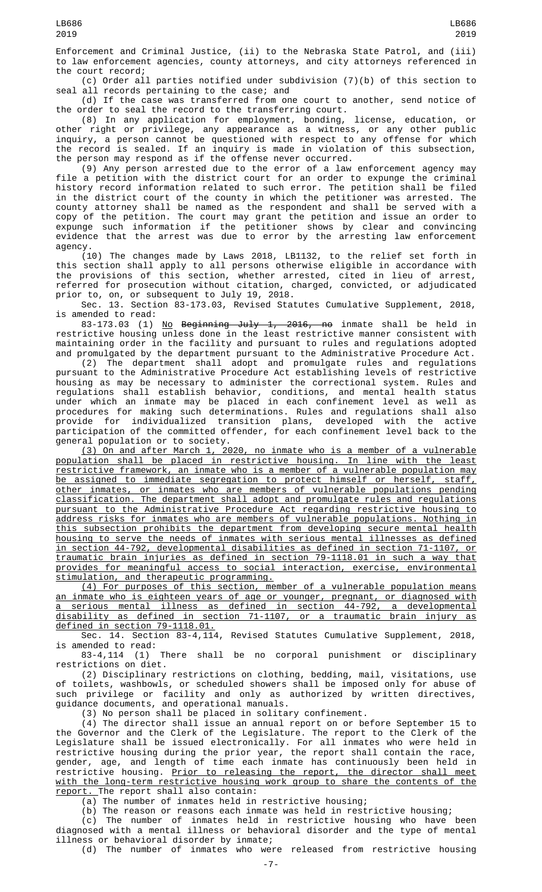Enforcement and Criminal Justice, (ii) to the Nebraska State Patrol, and (iii) to law enforcement agencies, county attorneys, and city attorneys referenced in the court record;

(c) Order all parties notified under subdivision (7)(b) of this section to seal all records pertaining to the case; and

(d) If the case was transferred from one court to another, send notice of the order to seal the record to the transferring court.

(8) In any application for employment, bonding, license, education, or other right or privilege, any appearance as a witness, or any other public inquiry, a person cannot be questioned with respect to any offense for which the record is sealed. If an inquiry is made in violation of this subsection, the person may respond as if the offense never occurred.

(9) Any person arrested due to the error of a law enforcement agency may file a petition with the district court for an order to expunge the criminal history record information related to such error. The petition shall be filed in the district court of the county in which the petitioner was arrested. The county attorney shall be named as the respondent and shall be served with a copy of the petition. The court may grant the petition and issue an order to expunge such information if the petitioner shows by clear and convincing evidence that the arrest was due to error by the arresting law enforcement agency.

(10) The changes made by Laws 2018, LB1132, to the relief set forth in this section shall apply to all persons otherwise eligible in accordance with the provisions of this section, whether arrested, cited in lieu of arrest, referred for prosecution without citation, charged, convicted, or adjudicated prior to, on, or subsequent to July 19, 2018.

Sec. 13. Section 83-173.03, Revised Statutes Cumulative Supplement, 2018, is amended to read:

83-173.03 (1) No ~~Beginning July 1, 2016, no~~ inmate shall be held in restrictive housing unless done in the least restrictive manner consistent with maintaining order in the facility and pursuant to rules and regulations adopted and promulgated by the department pursuant to the Administrative Procedure Act.

(2) The department shall adopt and promulgate rules and regulations pursuant to the Administrative Procedure Act establishing levels of restrictive housing as may be necessary to administer the correctional system. Rules and regulations shall establish behavior, conditions, and mental health status under which an inmate may be placed in each confinement level as well as procedures for making such determinations. Rules and regulations shall also provide for individualized transition plans, developed with the active participation of the committed offender, for each confinement level back to the general population or to society.

(3) On and after March 1, 2020, no inmate who is a member of a vulnerable population shall be placed in restrictive housing. In line with the least restrictive framework, an inmate who is a member of a vulnerable population may be assigned to immediate segregation to protect himself or herself, staff, other inmates, or inmates who are members of vulnerable populations pending classification. The department shall adopt and promulgate rules and regulations pursuant to the Administrative Procedure Act regarding restrictive housing to address risks for inmates who are members of vulnerable populations. Nothing in this subsection prohibits the department from developing secure mental health housing to serve the needs of inmates with serious mental illnesses as defined in section 44-792, developmental disabilities as defined in section 71-1107, or traumatic brain injuries as defined in section 79-1118.01 in such a way that provides for meaningful access to social interaction, exercise, environmental stimulation, and therapeutic programming.

(4) For purposes of this section, member of a vulnerable population means an inmate who is eighteen years of age or younger, pregnant, or diagnosed with a serious mental illness as defined in section 44-792, a developmental disability as defined in section 71-1107, or a traumatic brain injury as defined in section 79-1118.01.

Sec. 14. Section 83-4,114, Revised Statutes Cumulative Supplement, 2018, is amended to read:

83-4,114 (1) There shall be no corporal punishment or disciplinary restrictions on diet.

(2) Disciplinary restrictions on clothing, bedding, mail, visitations, use of toilets, washbowls, or scheduled showers shall be imposed only for abuse of such privilege or facility and only as authorized by written directives, guidance documents, and operational manuals.

(3) No person shall be placed in solitary confinement.

(4) The director shall issue an annual report on or before September 15 to the Governor and the Clerk of the Legislature. The report to the Clerk of the Legislature shall be issued electronically. For all inmates who were held in restrictive housing during the prior year, the report shall contain the race, gender, age, and length of time each inmate has continuously been held in restrictive housing. Prior to releasing the report, the director shall meet with the long-term restrictive housing work group to share the contents of the report. The report shall also contain:

(a) The number of inmates held in restrictive housing;

(b) The reason or reasons each inmate was held in restrictive housing;

(c) The number of inmates held in restrictive housing who have been diagnosed with a mental illness or behavioral disorder and the type of mental illness or behavioral disorder by inmate;

(d) The number of inmates who were released from restrictive housing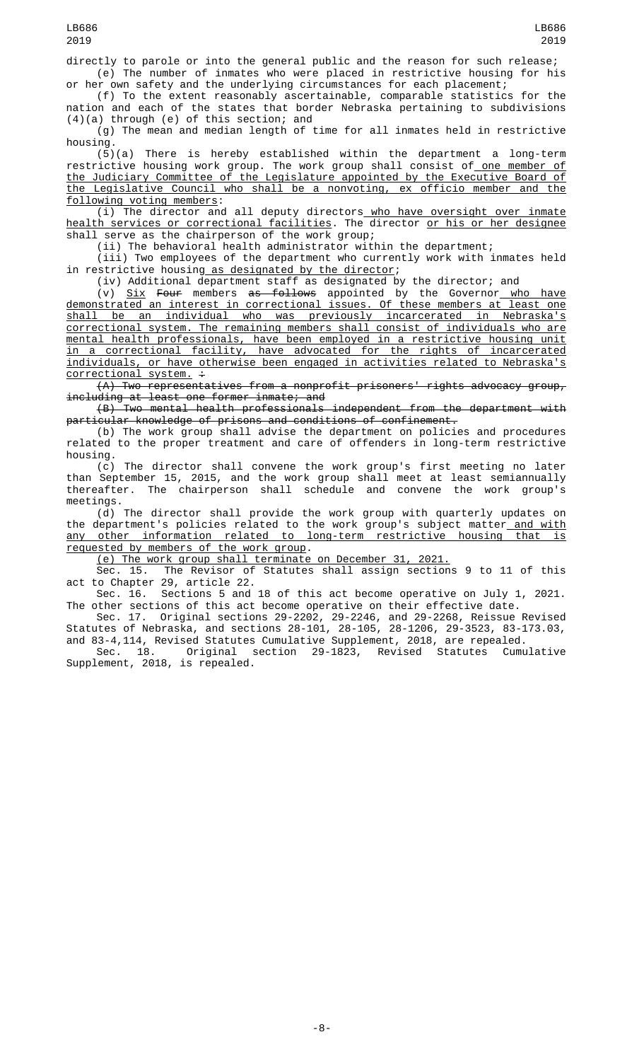directly to parole or into the general public and the reason for such release;

(e) The number of inmates who were placed in restrictive housing for his or her own safety and the underlying circumstances for each placement;

(f) To the extent reasonably ascertainable, comparable statistics for the nation and each of the states that border Nebraska pertaining to subdivisions (4)(a) through (e) of this section; and

(g) The mean and median length of time for all inmates held in restrictive housing.

(5)(a) There is hereby established within the department a long-term restrictive housing work group. The work group shall consist of one member of the Judiciary Committee of the Legislature appointed by the Executive Board of the Legislative Council who shall be a nonvoting, ex officio member and the following voting members:

(i) The director and all deputy directors who have oversight over inmate health services or correctional facilities. The director or his or her designee shall serve as the chairperson of the work group;

(ii) The behavioral health administrator within the department;

(iii) Two employees of the department who currently work with inmates held in restrictive housing as designated by the director;

(iv) Additional department staff as designated by the director; and

(v) Six ~~Four~~ members ~~as follows~~ appointed by the Governor who have demonstrated an interest in correctional issues. Of these members at least one shall be an individual who was previously incarcerated in Nebraska's correctional system. The remaining members shall consist of individuals who are mental health professionals, have been employed in a restrictive housing unit in a correctional facility, have advocated for the rights of incarcerated individuals, or have otherwise been engaged in activities related to Nebraska's correctional system. ~~:~~

~~(A) Two representatives from a nonprofit prisoners' rights advocacy group, including at least one former inmate; and~~

~~(B) Two mental health professionals independent from the department with particular knowledge of prisons and conditions of confinement.~~

(b) The work group shall advise the department on policies and procedures related to the proper treatment and care of offenders in long-term restrictive housing.

(c) The director shall convene the work group's first meeting no later than September 15, 2015, and the work group shall meet at least semiannually thereafter. The chairperson shall schedule and convene the work group's meetings.

(d) The director shall provide the work group with quarterly updates on the department's policies related to the work group's subject matter and with any other information related to long-term restrictive housing that is requested by members of the work group.

(e) The work group shall terminate on December 31, 2021.

Sec. 15. The Revisor of Statutes shall assign sections 9 to 11 of this act to Chapter 29, article 22.

Sec. 16. Sections 5 and 18 of this act become operative on July 1, 2021. The other sections of this act become operative on their effective date.

Sec. 17. Original sections 29-2202, 29-2246, and 29-2268, Reissue Revised Statutes of Nebraska, and sections 28-101, 28-105, 28-1206, 29-3523, 83-173.03, and 83-4,114, Revised Statutes Cumulative Supplement, 2018, are repealed.

Sec. 18. Original section 29-1823, Revised Statutes Cumulative Supplement, 2018, is repealed.